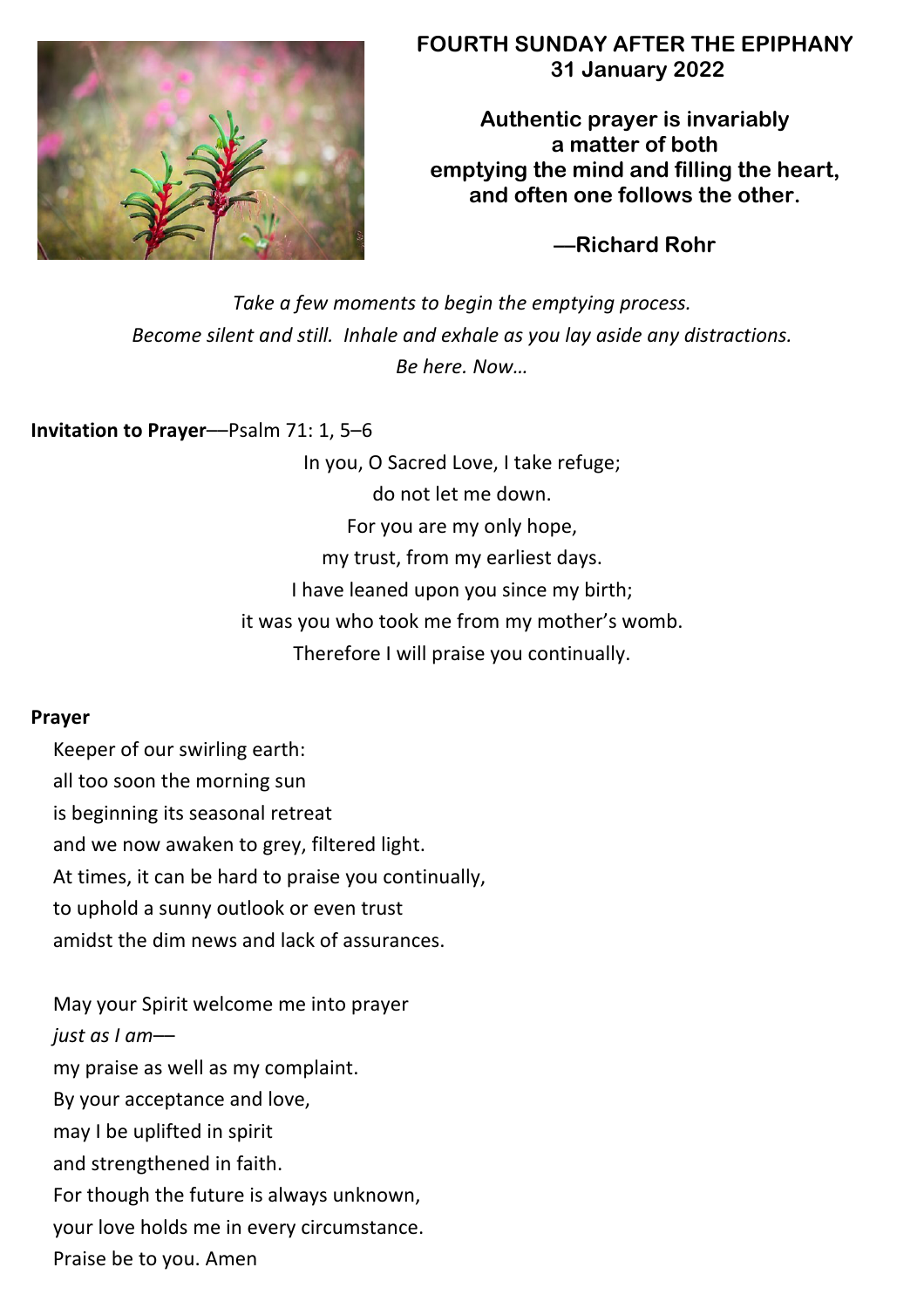# FOURTH SUNDAY AFTER THE EPIPHANY
## 31 January 2022

**Authentic prayer is invariably a matter of both emptying the mind and filling the heart, and often one follows the other.**

**—Richard Rohr**

*Take a few moments to begin the emptying process.*
*Become silent and still. Inhale and exhale as you lay aside any distractions.*
*Be here. Now…*

**Invitation to Prayer**—Psalm 71: 1, 5–6

In you, O Sacred Love, I take refuge;
do not let me down.
For you are my only hope,
my trust, from my earliest days.
I have leaned upon you since my birth;
it was you who took me from my mother's womb.
Therefore I will praise you continually.

**Prayer**

Keeper of our swirling earth:
all too soon the morning sun
is beginning its seasonal retreat
and we now awaken to grey, filtered light.
At times, it can be hard to praise you continually,
to uphold a sunny outlook or even trust
amidst the dim news and lack of assurances.

May your Spirit welcome me into prayer
*just as I am*—
my praise as well as my complaint.
By your acceptance and love,
may I be uplifted in spirit
and strengthened in faith.
For though the future is always unknown,
your love holds me in every circumstance.
Praise be to you. Amen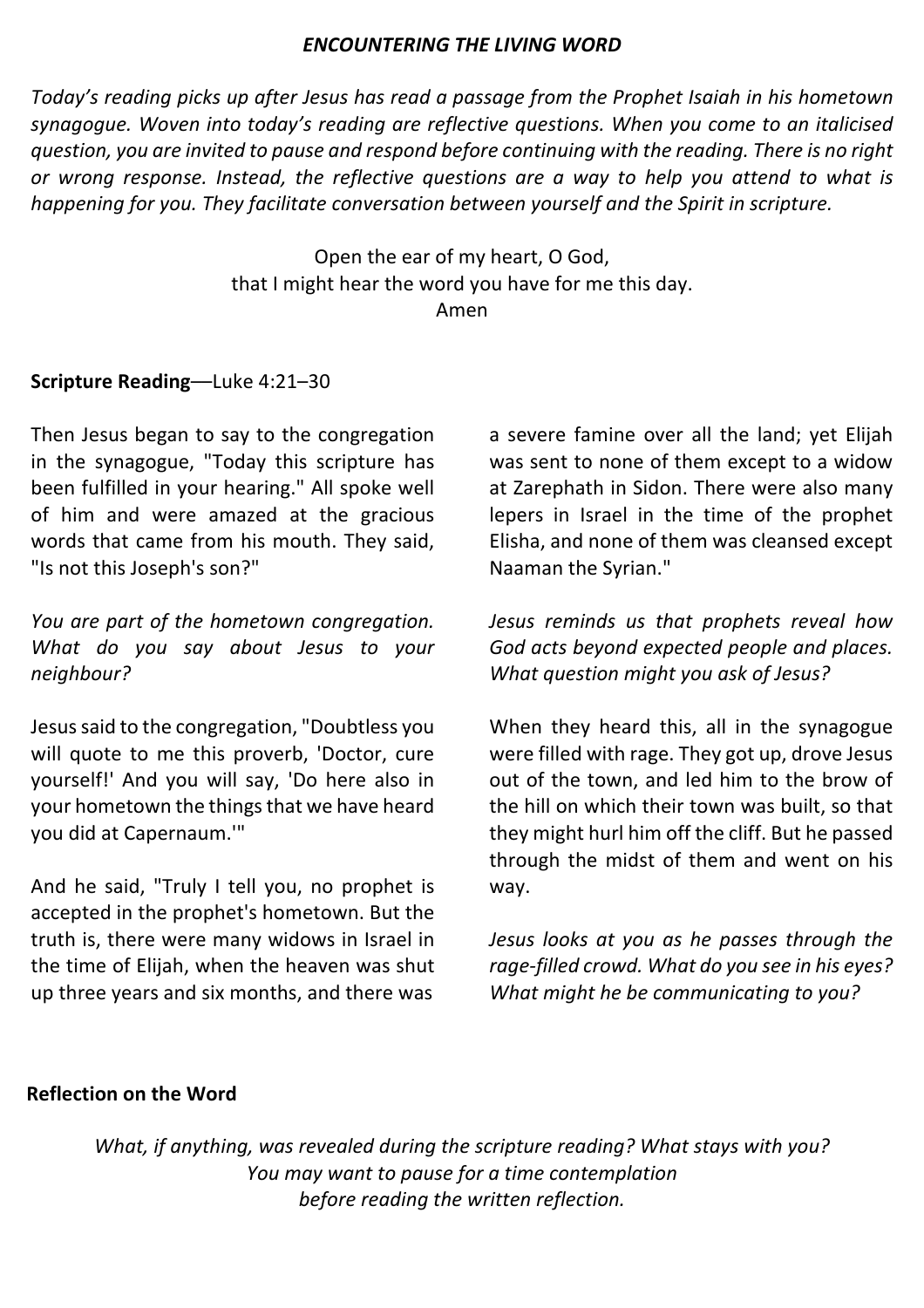### *ENCOUNTERING THE LIVING WORD*

*Today's reading picks up after Jesus has read a passage from the Prophet Isaiah in his hometown synagogue. Woven into today's reading are reflective questions. When you come to an italicised question, you are invited to pause and respond before continuing with the reading. There is no right or wrong response. Instead, the reflective questions are a way to help you attend to what is happening for you. They facilitate conversation between yourself and the Spirit in scripture.*

Open the ear of my heart, O God,
that I might hear the word you have for me this day.
Amen

**Scripture Reading**—Luke 4:21–30

Then Jesus began to say to the congregation in the synagogue, "Today this scripture has been fulfilled in your hearing." All spoke well of him and were amazed at the gracious words that came from his mouth. They said, "Is not this Joseph's son?"

*You are part of the hometown congregation. What do you say about Jesus to your neighbour?*

Jesus said to the congregation, "Doubtless you will quote to me this proverb, 'Doctor, cure yourself!' And you will say, 'Do here also in your hometown the things that we have heard you did at Capernaum.'"

And he said, "Truly I tell you, no prophet is accepted in the prophet's hometown. But the truth is, there were many widows in Israel in the time of Elijah, when the heaven was shut up three years and six months, and there was a severe famine over all the land; yet Elijah was sent to none of them except to a widow at Zarephath in Sidon. There were also many lepers in Israel in the time of the prophet Elisha, and none of them was cleansed except Naaman the Syrian."

*Jesus reminds us that prophets reveal how God acts beyond expected people and places. What question might you ask of Jesus?*

When they heard this, all in the synagogue were filled with rage. They got up, drove Jesus out of the town, and led him to the brow of the hill on which their town was built, so that they might hurl him off the cliff. But he passed through the midst of them and went on his way.

*Jesus looks at you as he passes through the rage-filled crowd. What do you see in his eyes? What might he be communicating to you?*

**Reflection on the Word**

*What, if anything, was revealed during the scripture reading? What stays with you?*
*You may want to pause for a time contemplation*
*before reading the written reflection.*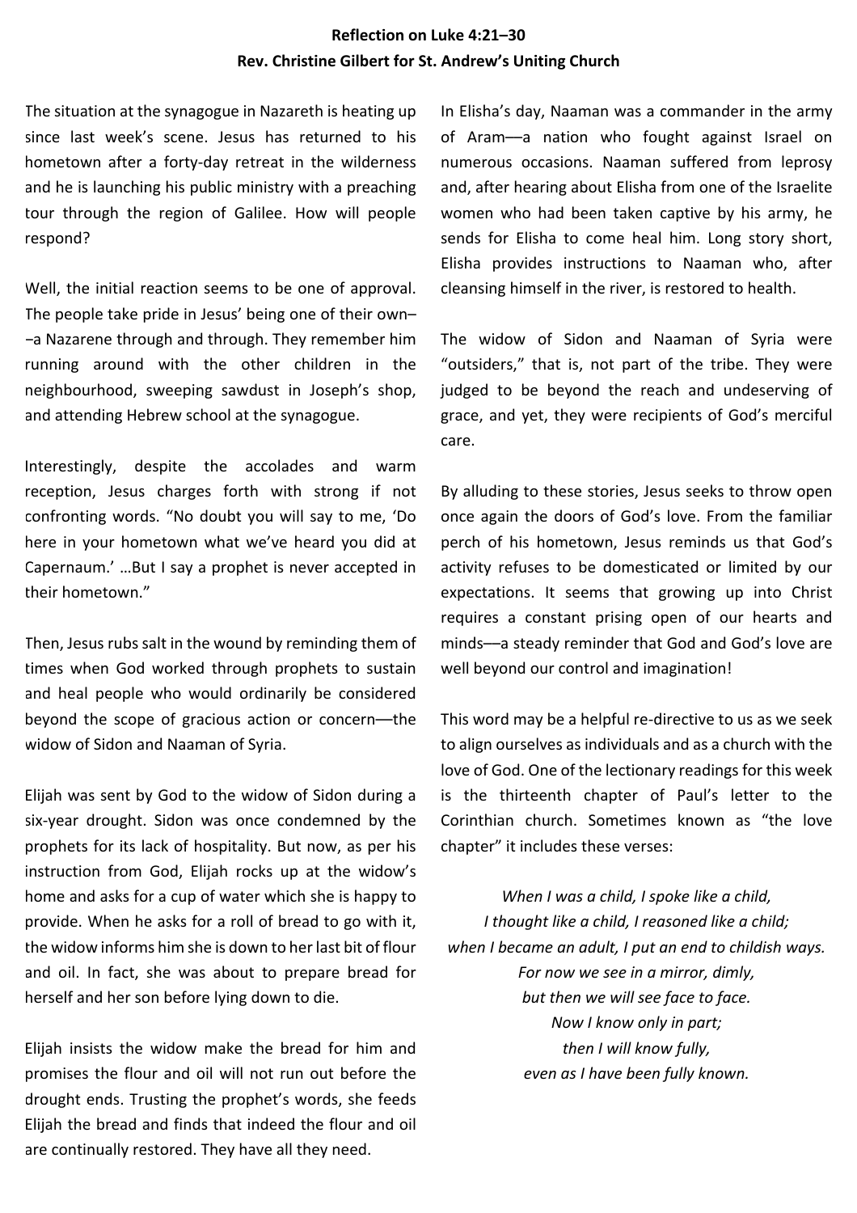**Reflection on Luke 4:21–30**
**Rev. Christine Gilbert for St. Andrew's Uniting Church**

The situation at the synagogue in Nazareth is heating up since last week's scene. Jesus has returned to his hometown after a forty-day retreat in the wilderness and he is launching his public ministry with a preaching tour through the region of Galilee. How will people respond?

Well, the initial reaction seems to be one of approval. The people take pride in Jesus' being one of their own––a Nazarene through and through. They remember him running around with the other children in the neighbourhood, sweeping sawdust in Joseph's shop, and attending Hebrew school at the synagogue.

Interestingly, despite the accolades and warm reception, Jesus charges forth with strong if not confronting words. "No doubt you will say to me, 'Do here in your hometown what we've heard you did at Capernaum.' …But I say a prophet is never accepted in their hometown."

Then, Jesus rubs salt in the wound by reminding them of times when God worked through prophets to sustain and heal people who would ordinarily be considered beyond the scope of gracious action or concern––the widow of Sidon and Naaman of Syria.

Elijah was sent by God to the widow of Sidon during a six-year drought. Sidon was once condemned by the prophets for its lack of hospitality. But now, as per his instruction from God, Elijah rocks up at the widow's home and asks for a cup of water which she is happy to provide. When he asks for a roll of bread to go with it, the widow informs him she is down to her last bit of flour and oil. In fact, she was about to prepare bread for herself and her son before lying down to die.

Elijah insists the widow make the bread for him and promises the flour and oil will not run out before the drought ends. Trusting the prophet's words, she feeds Elijah the bread and finds that indeed the flour and oil are continually restored. They have all they need.

In Elisha's day, Naaman was a commander in the army of Aram––a nation who fought against Israel on numerous occasions. Naaman suffered from leprosy and, after hearing about Elisha from one of the Israelite women who had been taken captive by his army, he sends for Elisha to come heal him. Long story short, Elisha provides instructions to Naaman who, after cleansing himself in the river, is restored to health.

The widow of Sidon and Naaman of Syria were "outsiders," that is, not part of the tribe. They were judged to be beyond the reach and undeserving of grace, and yet, they were recipients of God's merciful care.

By alluding to these stories, Jesus seeks to throw open once again the doors of God's love. From the familiar perch of his hometown, Jesus reminds us that God's activity refuses to be domesticated or limited by our expectations. It seems that growing up into Christ requires a constant prising open of our hearts and minds––a steady reminder that God and God's love are well beyond our control and imagination!

This word may be a helpful re-directive to us as we seek to align ourselves as individuals and as a church with the love of God. One of the lectionary readings for this week is the thirteenth chapter of Paul's letter to the Corinthian church. Sometimes known as "the love chapter" it includes these verses:

*When I was a child, I spoke like a child,*
*I thought like a child, I reasoned like a child;*
*when I became an adult, I put an end to childish ways.*
*For now we see in a mirror, dimly,*
*but then we will see face to face.*
*Now I know only in part;*
*then I will know fully,*
*even as I have been fully known.*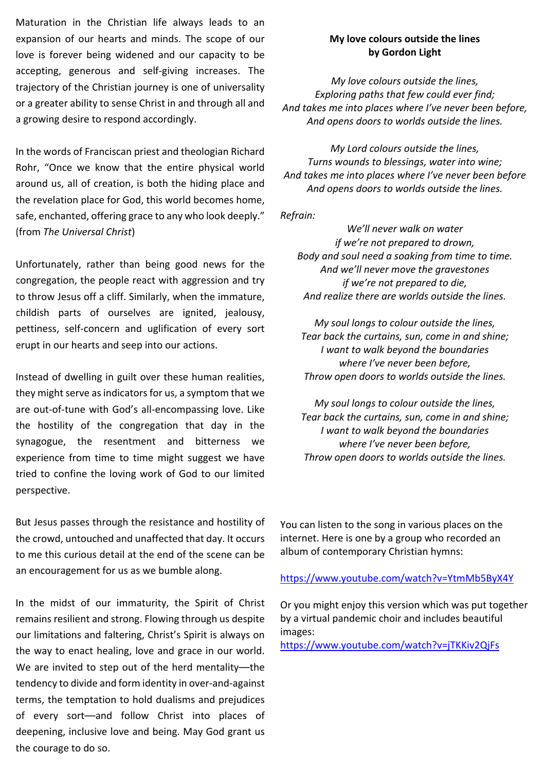Maturation in the Christian life always leads to an expansion of our hearts and minds. The scope of our love is forever being widened and our capacity to be accepting, generous and self-giving increases. The trajectory of the Christian journey is one of universality or a greater ability to sense Christ in and through all and a growing desire to respond accordingly.

In the words of Franciscan priest and theologian Richard Rohr, "Once we know that the entire physical world around us, all of creation, is both the hiding place and the revelation place for God, this world becomes home, safe, enchanted, offering grace to any who look deeply." (from *The Universal Christ*)

Unfortunately, rather than being good news for the congregation, the people react with aggression and try to throw Jesus off a cliff. Similarly, when the immature, childish parts of ourselves are ignited, jealousy, pettiness, self-concern and uglification of every sort erupt in our hearts and seep into our actions.

Instead of dwelling in guilt over these human realities, they might serve as indicators for us, a symptom that we are out-of-tune with God's all-encompassing love. Like the hostility of the congregation that day in the synagogue, the resentment and bitterness we experience from time to time might suggest we have tried to confine the loving work of God to our limited perspective.

But Jesus passes through the resistance and hostility of the crowd, untouched and unaffected that day. It occurs to me this curious detail at the end of the scene can be an encouragement for us as we bumble along.

In the midst of our immaturity, the Spirit of Christ remains resilient and strong. Flowing through us despite our limitations and faltering, Christ's Spirit is always on the way to enact healing, love and grace in our world. We are invited to step out of the herd mentality—the tendency to divide and form identity in over-and-against terms, the temptation to hold dualisms and prejudices of every sort—and follow Christ into places of deepening, inclusive love and being. May God grant us the courage to do so.

**My love colours outside the lines**
**by Gordon Light**

*My love colours outside the lines,*
*Exploring paths that few could ever find;*
*And takes me into places where I've never been before,*
*And opens doors to worlds outside the lines.*

*My Lord colours outside the lines,*
*Turns wounds to blessings, water into wine;*
*And takes me into places where I've never been before*
*And opens doors to worlds outside the lines.*

*Refrain:*

*We'll never walk on water*
*if we're not prepared to drown,*
*Body and soul need a soaking from time to time.*
*And we'll never move the gravestones*
*if we're not prepared to die,*
*And realize there are worlds outside the lines.*

*My soul longs to colour outside the lines,*
*Tear back the curtains, sun, come in and shine;*
*I want to walk beyond the boundaries*
*where I've never been before,*
*Throw open doors to worlds outside the lines.*

*My soul longs to colour outside the lines,*
*Tear back the curtains, sun, come in and shine;*
*I want to walk beyond the boundaries*
*where I've never been before,*
*Throw open doors to worlds outside the lines.*

You can listen to the song in various places on the internet. Here is one by a group who recorded an album of contemporary Christian hymns:

https://www.youtube.com/watch?v=YtmMb5ByX4Y

Or you might enjoy this version which was put together by a virtual pandemic choir and includes beautiful images:
https://www.youtube.com/watch?v=jTKKiv2QjFs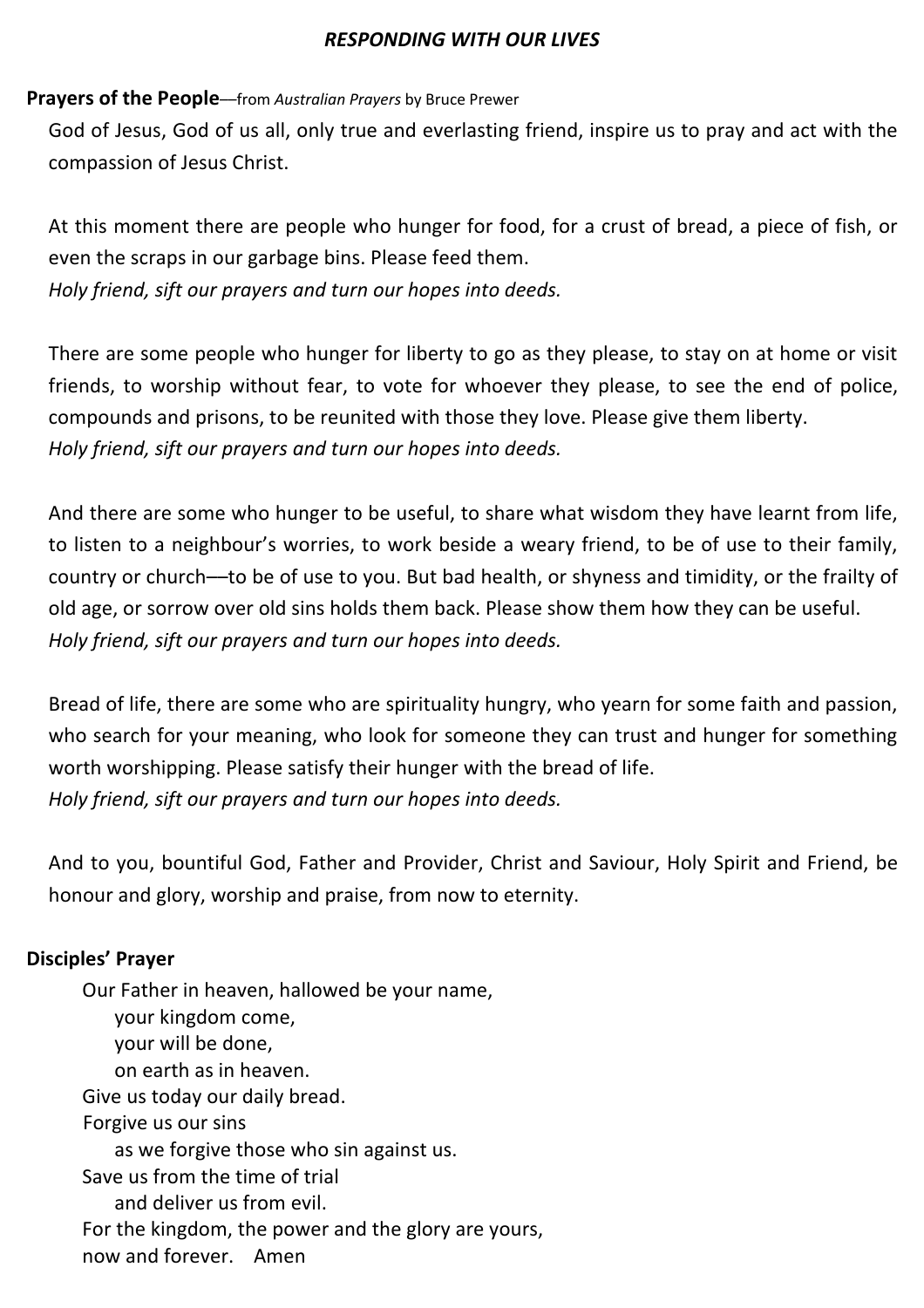## *RESPONDING WITH OUR LIVES*

**Prayers of the People**—from *Australian Prayers* by Bruce Prewer

God of Jesus, God of us all, only true and everlasting friend, inspire us to pray and act with the compassion of Jesus Christ.

At this moment there are people who hunger for food, for a crust of bread, a piece of fish, or even the scraps in our garbage bins. Please feed them.
*Holy friend, sift our prayers and turn our hopes into deeds.*

There are some people who hunger for liberty to go as they please, to stay on at home or visit friends, to worship without fear, to vote for whoever they please, to see the end of police, compounds and prisons, to be reunited with those they love. Please give them liberty.
*Holy friend, sift our prayers and turn our hopes into deeds.*

And there are some who hunger to be useful, to share what wisdom they have learnt from life, to listen to a neighbour's worries, to work beside a weary friend, to be of use to their family, country or church—to be of use to you. But bad health, or shyness and timidity, or the frailty of old age, or sorrow over old sins holds them back. Please show them how they can be useful.
*Holy friend, sift our prayers and turn our hopes into deeds.*

Bread of life, there are some who are spirituality hungry, who yearn for some faith and passion, who search for your meaning, who look for someone they can trust and hunger for something worth worshipping. Please satisfy their hunger with the bread of life.
*Holy friend, sift our prayers and turn our hopes into deeds.*

And to you, bountiful God, Father and Provider, Christ and Saviour, Holy Spirit and Friend, be honour and glory, worship and praise, from now to eternity.

**Disciples' Prayer**

Our Father in heaven, hallowed be your name,
your kingdom come,
your will be done,
on earth as in heaven.
Give us today our daily bread.
Forgive us our sins
as we forgive those who sin against us.
Save us from the time of trial
and deliver us from evil.
For the kingdom, the power and the glory are yours,
now and forever. Amen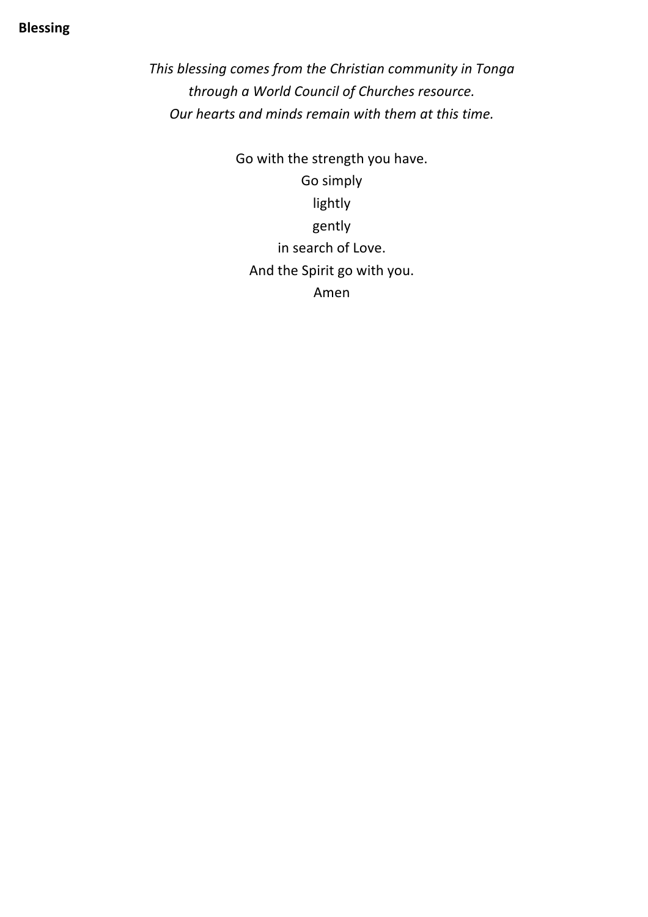**Blessing**

*This blessing comes from the Christian community in Tonga*
*through a World Council of Churches resource.*
*Our hearts and minds remain with them at this time.*

Go with the strength you have.
Go simply
lightly
gently
in search of Love.
And the Spirit go with you.
Amen